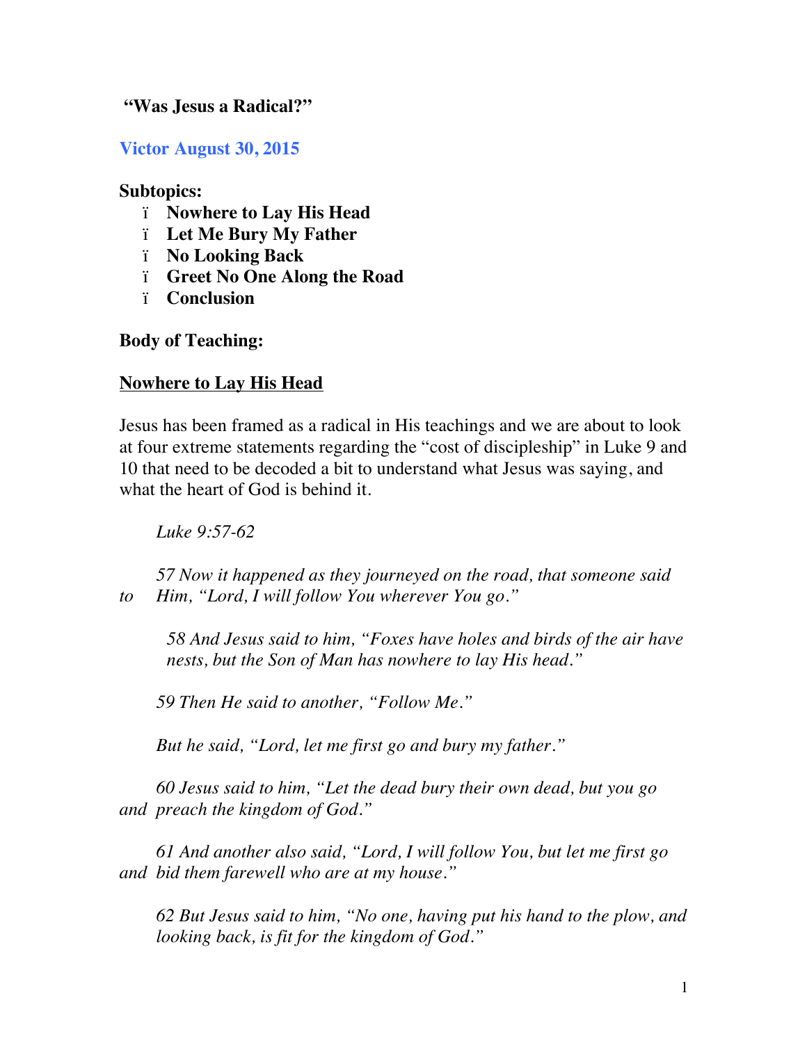**"Was Jesus a Radical?"**

**Victor August 30, 2015**

**Subtopics:**

- **Nowhere to Lay His Head**
- **Let Me Bury My Father**
- **No Looking Back**
- **Greet No One Along the Road**
- **Conclusion**

**Body of Teaching:**

## Nowhere to Lay His Head

Jesus has been framed as a radical in His teachings and we are about to look at four extreme statements regarding the "cost of discipleship" in Luke 9 and 10 that need to be decoded a bit to understand what Jesus was saying, and what the heart of God is behind it.

*Luke 9:57-62*

*57 Now it happened as they journeyed on the road, that someone said to Him, "Lord, I will follow You wherever You go."*

*58 And Jesus said to him, "Foxes have holes and birds of the air have nests, but the Son of Man has nowhere to lay His head."*

*59 Then He said to another, "Follow Me."*

*But he said, "Lord, let me first go and bury my father."*

*60 Jesus said to him, "Let the dead bury their own dead, but you go and preach the kingdom of God."*

*61 And another also said, "Lord, I will follow You, but let me first go and bid them farewell who are at my house."*

*62 But Jesus said to him, "No one, having put his hand to the plow, and looking back, is fit for the kingdom of God."*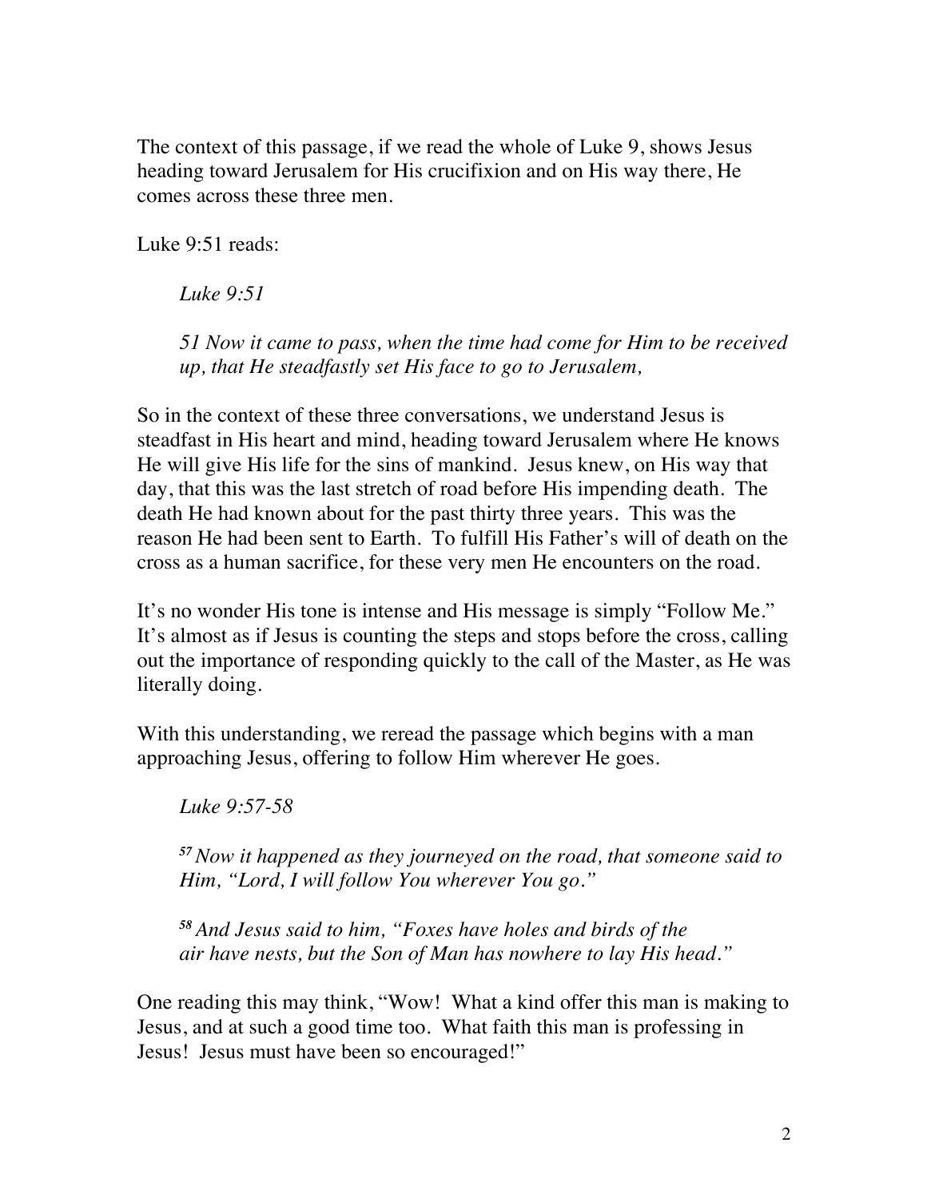The context of this passage, if we read the whole of Luke 9, shows Jesus heading toward Jerusalem for His crucifixion and on His way there, He comes across these three men.

Luke 9:51 reads:

> *Luke 9:51*
>
> *51 Now it came to pass, when the time had come for Him to be received up, that He steadfastly set His face to go to Jerusalem,*

So in the context of these three conversations, we understand Jesus is steadfast in His heart and mind, heading toward Jerusalem where He knows He will give His life for the sins of mankind. Jesus knew, on His way that day, that this was the last stretch of road before His impending death. The death He had known about for the past thirty three years. This was the reason He had been sent to Earth. To fulfill His Father's will of death on the cross as a human sacrifice, for these very men He encounters on the road.

It's no wonder His tone is intense and His message is simply "Follow Me." It's almost as if Jesus is counting the steps and stops before the cross, calling out the importance of responding quickly to the call of the Master, as He was literally doing.

With this understanding, we reread the passage which begins with a man approaching Jesus, offering to follow Him wherever He goes.

> *Luke 9:57-58*
>
> *57 Now it happened as they journeyed on the road, that someone said to Him, "Lord, I will follow You wherever You go."*
>
> *58 And Jesus said to him, "Foxes have holes and birds of the air have nests, but the Son of Man has nowhere to lay His head."*

One reading this may think, "Wow! What a kind offer this man is making to Jesus, and at such a good time too. What faith this man is professing in Jesus! Jesus must have been so encouraged!"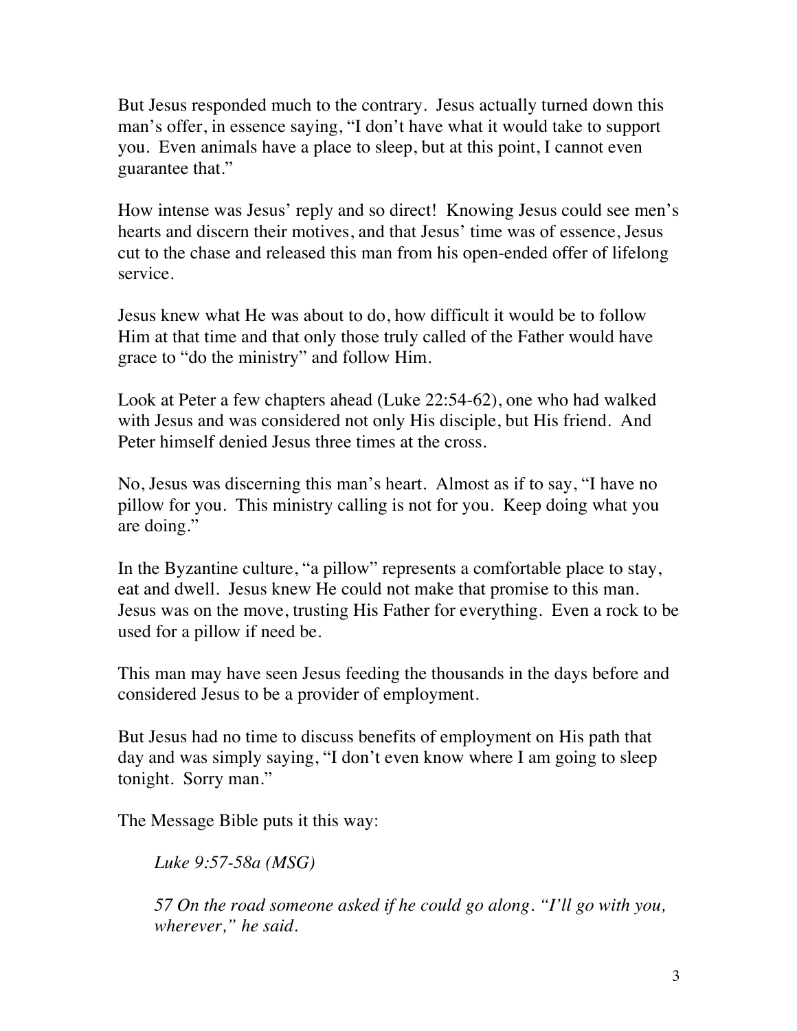But Jesus responded much to the contrary. Jesus actually turned down this man's offer, in essence saying, "I don't have what it would take to support you. Even animals have a place to sleep, but at this point, I cannot even guarantee that."

How intense was Jesus' reply and so direct! Knowing Jesus could see men's hearts and discern their motives, and that Jesus' time was of essence, Jesus cut to the chase and released this man from his open-ended offer of lifelong service.

Jesus knew what He was about to do, how difficult it would be to follow Him at that time and that only those truly called of the Father would have grace to "do the ministry" and follow Him.

Look at Peter a few chapters ahead (Luke 22:54-62), one who had walked with Jesus and was considered not only His disciple, but His friend. And Peter himself denied Jesus three times at the cross.

No, Jesus was discerning this man's heart. Almost as if to say, "I have no pillow for you. This ministry calling is not for you. Keep doing what you are doing."

In the Byzantine culture, "a pillow" represents a comfortable place to stay, eat and dwell. Jesus knew He could not make that promise to this man. Jesus was on the move, trusting His Father for everything. Even a rock to be used for a pillow if need be.

This man may have seen Jesus feeding the thousands in the days before and considered Jesus to be a provider of employment.

But Jesus had no time to discuss benefits of employment on His path that day and was simply saying, "I don't even know where I am going to sleep tonight. Sorry man."

The Message Bible puts it this way:

> *Luke 9:57-58a (MSG)*
>
> *57 On the road someone asked if he could go along. "I'll go with you, wherever," he said.*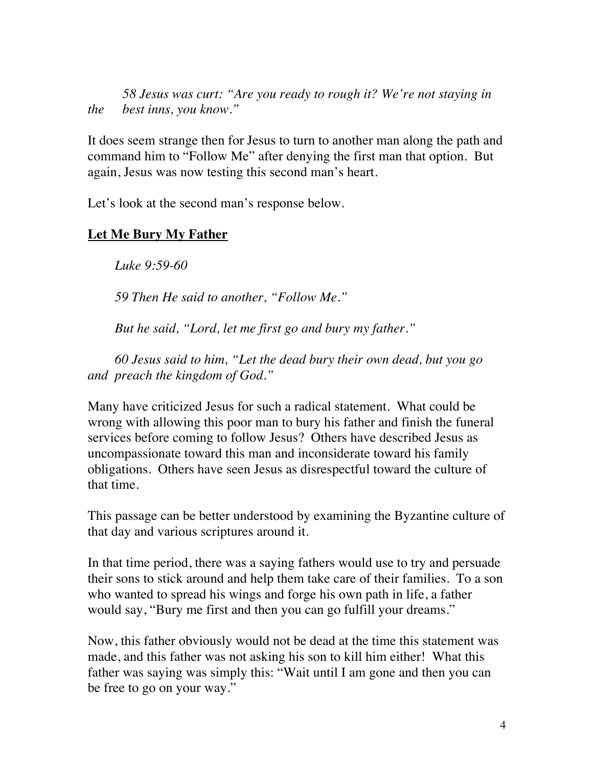*58 Jesus was curt: "Are you ready to rough it? We're not staying in the best inns, you know."*

It does seem strange then for Jesus to turn to another man along the path and command him to "Follow Me" after denying the first man that option. But again, Jesus was now testing this second man's heart.

Let's look at the second man's response below.

**<u>Let Me Bury My Father</u>**

*Luke 9:59-60*

*59 Then He said to another, "Follow Me."*

*But he said, "Lord, let me first go and bury my father."*

*60 Jesus said to him, "Let the dead bury their own dead, but you go and preach the kingdom of God."*

Many have criticized Jesus for such a radical statement. What could be wrong with allowing this poor man to bury his father and finish the funeral services before coming to follow Jesus? Others have described Jesus as uncompassionate toward this man and inconsiderate toward his family obligations. Others have seen Jesus as disrespectful toward the culture of that time.

This passage can be better understood by examining the Byzantine culture of that day and various scriptures around it.

In that time period, there was a saying fathers would use to try and persuade their sons to stick around and help them take care of their families. To a son who wanted to spread his wings and forge his own path in life, a father would say, "Bury me first and then you can go fulfill your dreams."

Now, this father obviously would not be dead at the time this statement was made, and this father was not asking his son to kill him either! What this father was saying was simply this: "Wait until I am gone and then you can be free to go on your way."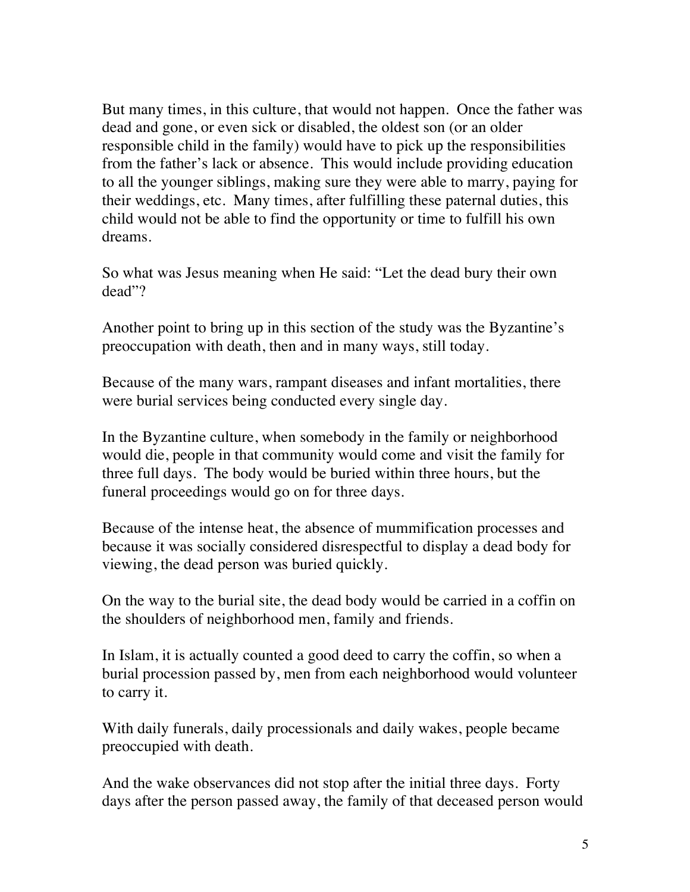But many times, in this culture, that would not happen. Once the father was dead and gone, or even sick or disabled, the oldest son (or an older responsible child in the family) would have to pick up the responsibilities from the father's lack or absence. This would include providing education to all the younger siblings, making sure they were able to marry, paying for their weddings, etc. Many times, after fulfilling these paternal duties, this child would not be able to find the opportunity or time to fulfill his own dreams.

So what was Jesus meaning when He said: "Let the dead bury their own dead"?

Another point to bring up in this section of the study was the Byzantine's preoccupation with death, then and in many ways, still today.

Because of the many wars, rampant diseases and infant mortalities, there were burial services being conducted every single day.

In the Byzantine culture, when somebody in the family or neighborhood would die, people in that community would come and visit the family for three full days. The body would be buried within three hours, but the funeral proceedings would go on for three days.

Because of the intense heat, the absence of mummification processes and because it was socially considered disrespectful to display a dead body for viewing, the dead person was buried quickly.

On the way to the burial site, the dead body would be carried in a coffin on the shoulders of neighborhood men, family and friends.

In Islam, it is actually counted a good deed to carry the coffin, so when a burial procession passed by, men from each neighborhood would volunteer to carry it.

With daily funerals, daily processionals and daily wakes, people became preoccupied with death.

And the wake observances did not stop after the initial three days. Forty days after the person passed away, the family of that deceased person would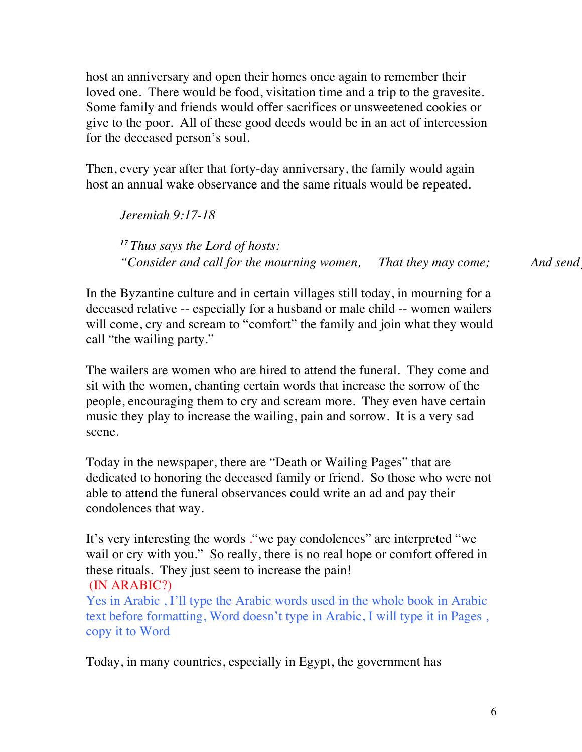host an anniversary and open their homes once again to remember their loved one. There would be food, visitation time and a trip to the gravesite. Some family and friends would offer sacrifices or unsweetened cookies or give to the poor. All of these good deeds would be in an act of intercession for the deceased person's soul.

Then, every year after that forty-day anniversary, the family would again host an annual wake observance and the same rituals would be repeated.

> *Jeremiah 9:17-18*
>
> *[17] Thus says the Lord of hosts:*
> *"Consider and call for the mourning women,   That they may come;   And send*

In the Byzantine culture and in certain villages still today, in mourning for a deceased relative -- especially for a husband or male child -- women wailers will come, cry and scream to "comfort" the family and join what they would call "the wailing party."

The wailers are women who are hired to attend the funeral. They come and sit with the women, chanting certain words that increase the sorrow of the people, encouraging them to cry and scream more. They even have certain music they play to increase the wailing, pain and sorrow. It is a very sad scene.

Today in the newspaper, there are "Death or Wailing Pages" that are dedicated to honoring the deceased family or friend. So those who were not able to attend the funeral observances could write an ad and pay their condolences that way.

It's very interesting the words ."we pay condolences" are interpreted "we wail or cry with you." So really, there is no real hope or comfort offered in these rituals. They just seem to increase the pain!
(IN ARABIC?)
Yes in Arabic , I'll type the Arabic words used in the whole book in Arabic text before formatting, Word doesn't type in Arabic, I will type it in Pages , copy it to Word

Today, in many countries, especially in Egypt, the government has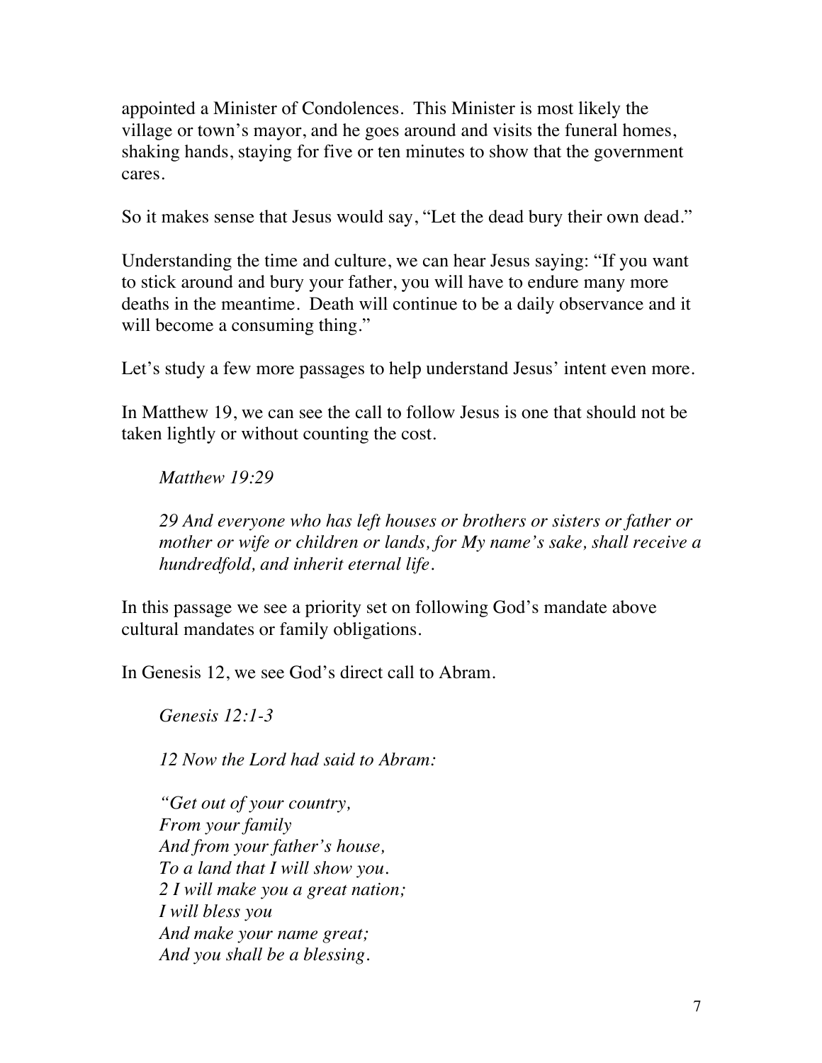appointed a Minister of Condolences. This Minister is most likely the village or town's mayor, and he goes around and visits the funeral homes, shaking hands, staying for five or ten minutes to show that the government cares.

So it makes sense that Jesus would say, "Let the dead bury their own dead."

Understanding the time and culture, we can hear Jesus saying: "If you want to stick around and bury your father, you will have to endure many more deaths in the meantime. Death will continue to be a daily observance and it will become a consuming thing."

Let's study a few more passages to help understand Jesus' intent even more.

In Matthew 19, we can see the call to follow Jesus is one that should not be taken lightly or without counting the cost.

> *Matthew 19:29*
>
> *29 And everyone who has left houses or brothers or sisters or father or mother or wife or children or lands, for My name's sake, shall receive a hundredfold, and inherit eternal life.*

In this passage we see a priority set on following God's mandate above cultural mandates or family obligations.

In Genesis 12, we see God's direct call to Abram.

> *Genesis 12:1-3*
>
> *12 Now the Lord had said to Abram:*
>
> *"Get out of your country,*
> *From your family*
> *And from your father's house,*
> *To a land that I will show you.*
> *2 I will make you a great nation;*
> *I will bless you*
> *And make your name great;*
> *And you shall be a blessing.*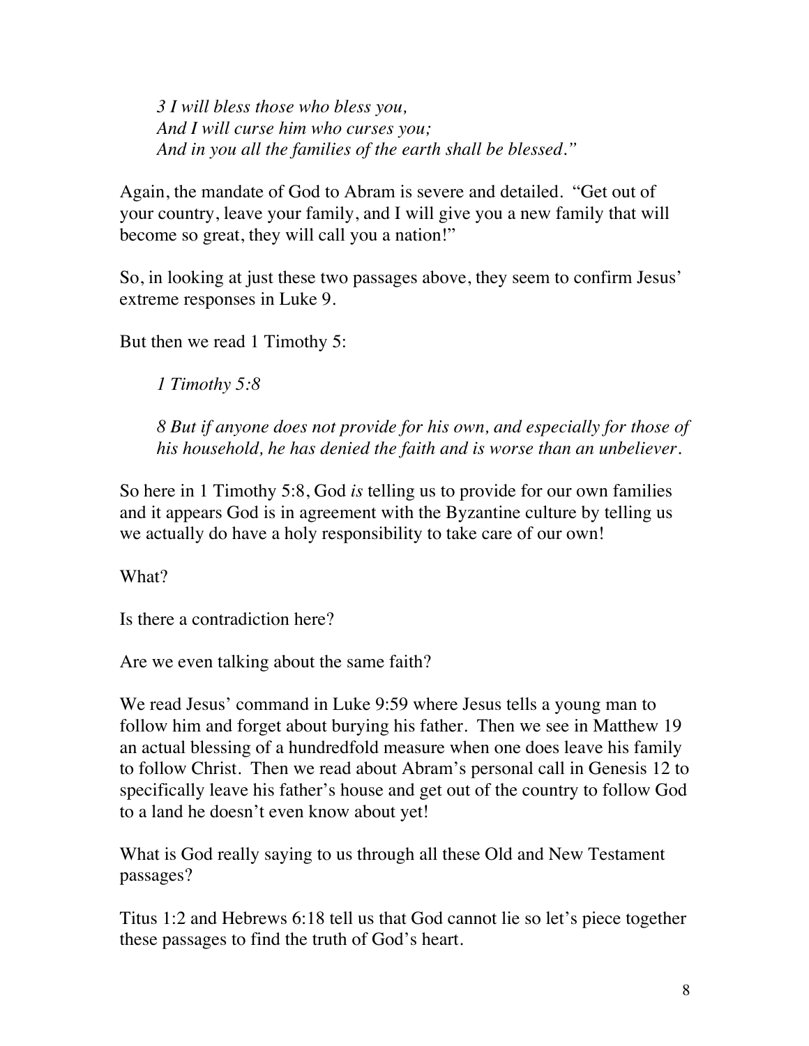*3 I will bless those who bless you,*
*And I will curse him who curses you;*
*And in you all the families of the earth shall be blessed."*

Again, the mandate of God to Abram is severe and detailed. "Get out of your country, leave your family, and I will give you a new family that will become so great, they will call you a nation!"

So, in looking at just these two passages above, they seem to confirm Jesus' extreme responses in Luke 9.

But then we read 1 Timothy 5:

*1 Timothy 5:8*

*8 But if anyone does not provide for his own, and especially for those of his household, he has denied the faith and is worse than an unbeliever.*

So here in 1 Timothy 5:8, God *is* telling us to provide for our own families and it appears God is in agreement with the Byzantine culture by telling us we actually do have a holy responsibility to take care of our own!

What?

Is there a contradiction here?

Are we even talking about the same faith?

We read Jesus' command in Luke 9:59 where Jesus tells a young man to follow him and forget about burying his father. Then we see in Matthew 19 an actual blessing of a hundredfold measure when one does leave his family to follow Christ. Then we read about Abram's personal call in Genesis 12 to specifically leave his father's house and get out of the country to follow God to a land he doesn't even know about yet!

What is God really saying to us through all these Old and New Testament passages?

Titus 1:2 and Hebrews 6:18 tell us that God cannot lie so let's piece together these passages to find the truth of God's heart.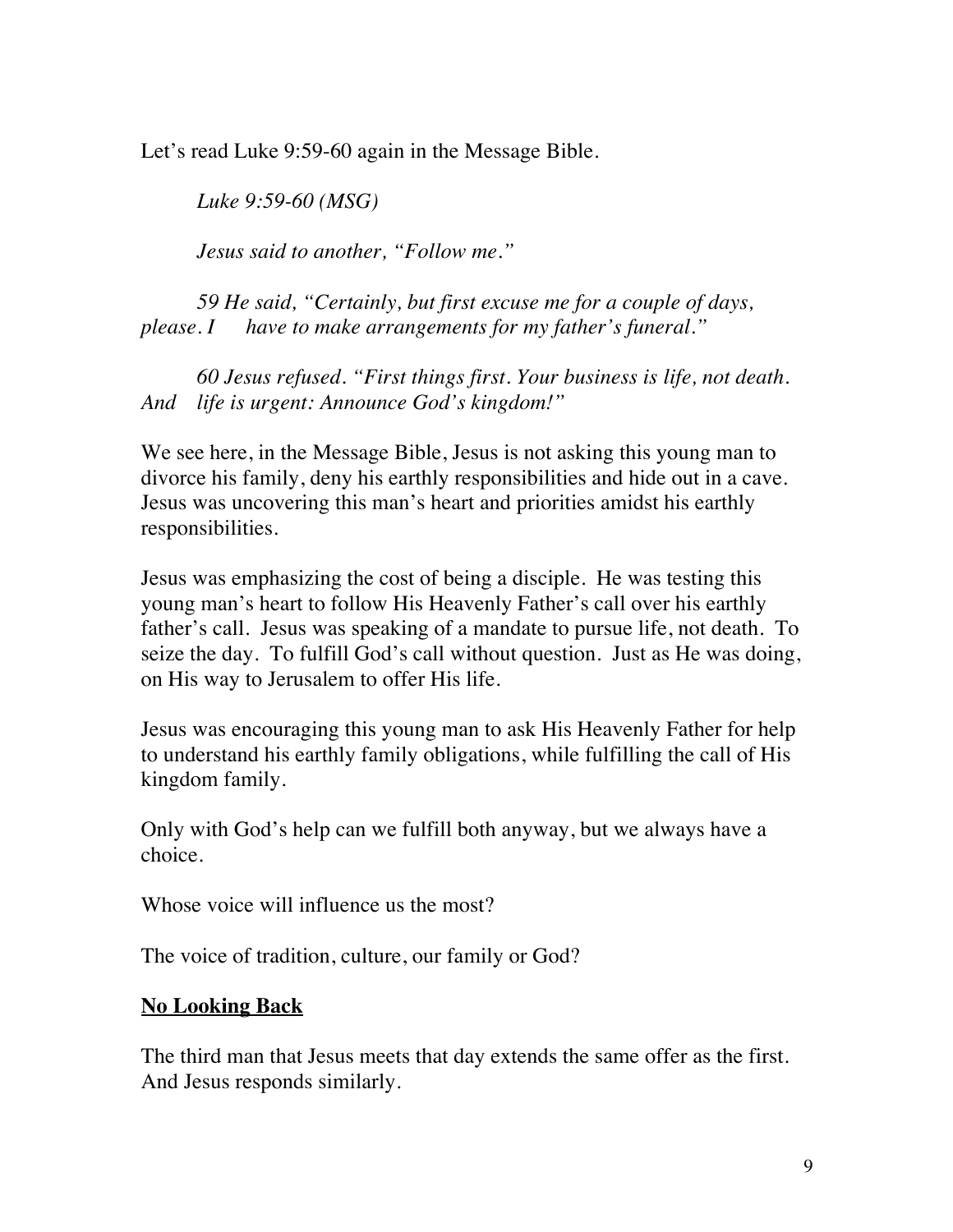Let's read Luke 9:59-60 again in the Message Bible.

> *Luke 9:59-60 (MSG)*
>
> *Jesus said to another, "Follow me."*
>
> *59 He said, "Certainly, but first excuse me for a couple of days, please. I have to make arrangements for my father's funeral."*
>
> *60 Jesus refused. "First things first. Your business is life, not death. And life is urgent: Announce God's kingdom!"*

We see here, in the Message Bible, Jesus is not asking this young man to divorce his family, deny his earthly responsibilities and hide out in a cave. Jesus was uncovering this man's heart and priorities amidst his earthly responsibilities.

Jesus was emphasizing the cost of being a disciple. He was testing this young man's heart to follow His Heavenly Father's call over his earthly father's call. Jesus was speaking of a mandate to pursue life, not death. To seize the day. To fulfill God's call without question. Just as He was doing, on His way to Jerusalem to offer His life.

Jesus was encouraging this young man to ask His Heavenly Father for help to understand his earthly family obligations, while fulfilling the call of His kingdom family.

Only with God's help can we fulfill both anyway, but we always have a choice.

Whose voice will influence us the most?

The voice of tradition, culture, our family or God?

**<u>No Looking Back</u>**

The third man that Jesus meets that day extends the same offer as the first. And Jesus responds similarly.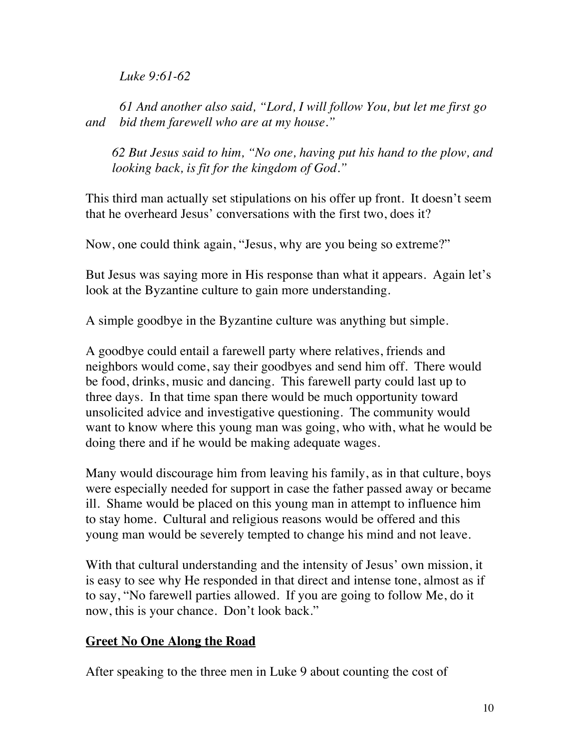*Luke 9:61-62*

*61 And another also said, "Lord, I will follow You, but let me first go and bid them farewell who are at my house."*

*62 But Jesus said to him, "No one, having put his hand to the plow, and looking back, is fit for the kingdom of God."*

This third man actually set stipulations on his offer up front. It doesn't seem that he overheard Jesus' conversations with the first two, does it?

Now, one could think again, "Jesus, why are you being so extreme?"

But Jesus was saying more in His response than what it appears. Again let's look at the Byzantine culture to gain more understanding.

A simple goodbye in the Byzantine culture was anything but simple.

A goodbye could entail a farewell party where relatives, friends and neighbors would come, say their goodbyes and send him off. There would be food, drinks, music and dancing. This farewell party could last up to three days. In that time span there would be much opportunity toward unsolicited advice and investigative questioning. The community would want to know where this young man was going, who with, what he would be doing there and if he would be making adequate wages.

Many would discourage him from leaving his family, as in that culture, boys were especially needed for support in case the father passed away or became ill. Shame would be placed on this young man in attempt to influence him to stay home. Cultural and religious reasons would be offered and this young man would be severely tempted to change his mind and not leave.

With that cultural understanding and the intensity of Jesus' own mission, it is easy to see why He responded in that direct and intense tone, almost as if to say, "No farewell parties allowed. If you are going to follow Me, do it now, this is your chance. Don't look back."

## **Greet No One Along the Road**

After speaking to the three men in Luke 9 about counting the cost of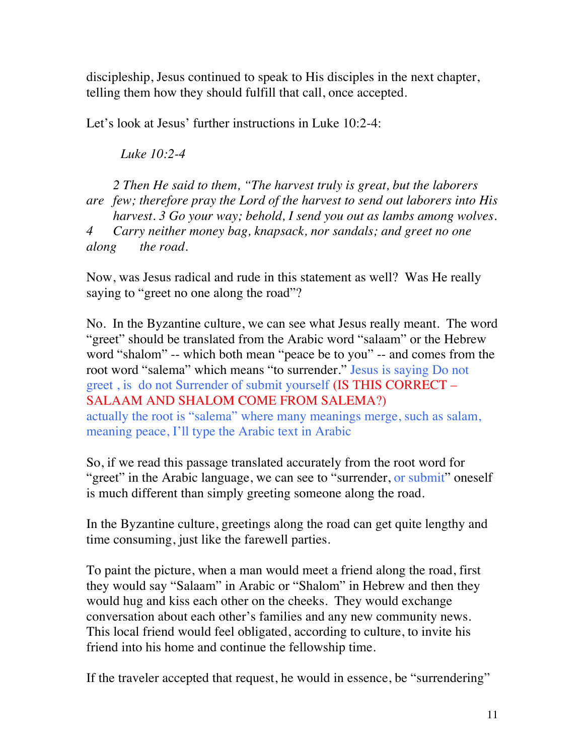discipleship, Jesus continued to speak to His disciples in the next chapter, telling them how they should fulfill that call, once accepted.

Let's look at Jesus' further instructions in Luke 10:2-4:

> *Luke 10:2-4*
>
> *2 Then He said to them, "The harvest truly is great, but the laborers are few; therefore pray the Lord of the harvest to send out laborers into His harvest. 3 Go your way; behold, I send you out as lambs among wolves. 4 Carry neither money bag, knapsack, nor sandals; and greet no one along the road.*

Now, was Jesus radical and rude in this statement as well? Was He really saying to "greet no one along the road"?

No. In the Byzantine culture, we can see what Jesus really meant. The word "greet" should be translated from the Arabic word "salaam" or the Hebrew word "shalom" -- which both mean "peace be to you" -- and comes from the root word "salema" which means "to surrender." Jesus is saying Do not greet , is do not Surrender of submit yourself (IS THIS CORRECT – SALAAM AND SHALOM COME FROM SALEMA?)
actually the root is "salema" where many meanings merge, such as salam, meaning peace, I'll type the Arabic text in Arabic

So, if we read this passage translated accurately from the root word for "greet" in the Arabic language, we can see to "surrender, or submit" oneself is much different than simply greeting someone along the road.

In the Byzantine culture, greetings along the road can get quite lengthy and time consuming, just like the farewell parties.

To paint the picture, when a man would meet a friend along the road, first they would say "Salaam" in Arabic or "Shalom" in Hebrew and then they would hug and kiss each other on the cheeks. They would exchange conversation about each other's families and any new community news. This local friend would feel obligated, according to culture, to invite his friend into his home and continue the fellowship time.

If the traveler accepted that request, he would in essence, be "surrendering"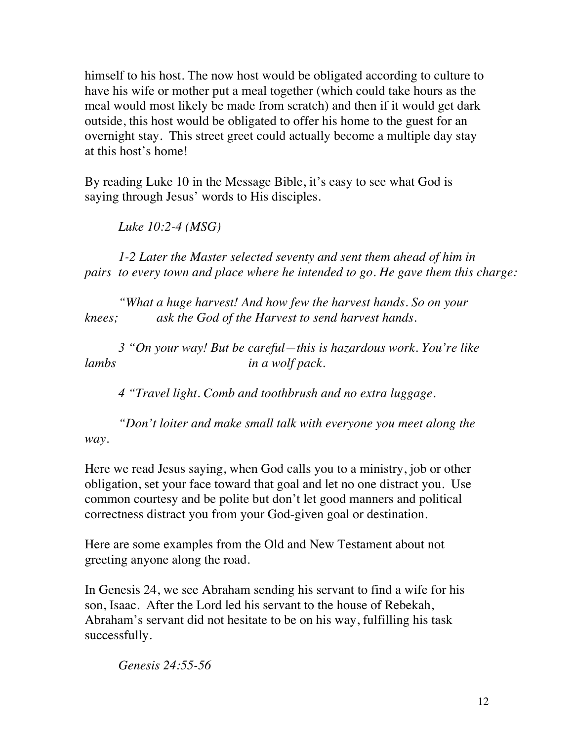himself to his host. The now host would be obligated according to culture to have his wife or mother put a meal together (which could take hours as the meal would most likely be made from scratch) and then if it would get dark outside, this host would be obligated to offer his home to the guest for an overnight stay. This street greet could actually become a multiple day stay at this host's home!

By reading Luke 10 in the Message Bible, it's easy to see what God is saying through Jesus' words to His disciples.

*Luke 10:2-4 (MSG)*

*1-2 Later the Master selected seventy and sent them ahead of him in pairs to every town and place where he intended to go. He gave them this charge:*

*"What a huge harvest! And how few the harvest hands. So on your knees; ask the God of the Harvest to send harvest hands.*

*3 "On your way! But be careful—this is hazardous work. You're like lambs in a wolf pack.*

*4 "Travel light. Comb and toothbrush and no extra luggage.*

*"Don't loiter and make small talk with everyone you meet along the way.*

Here we read Jesus saying, when God calls you to a ministry, job or other obligation, set your face toward that goal and let no one distract you. Use common courtesy and be polite but don't let good manners and political correctness distract you from your God-given goal or destination.

Here are some examples from the Old and New Testament about not greeting anyone along the road.

In Genesis 24, we see Abraham sending his servant to find a wife for his son, Isaac. After the Lord led his servant to the house of Rebekah, Abraham's servant did not hesitate to be on his way, fulfilling his task successfully.

*Genesis 24:55-56*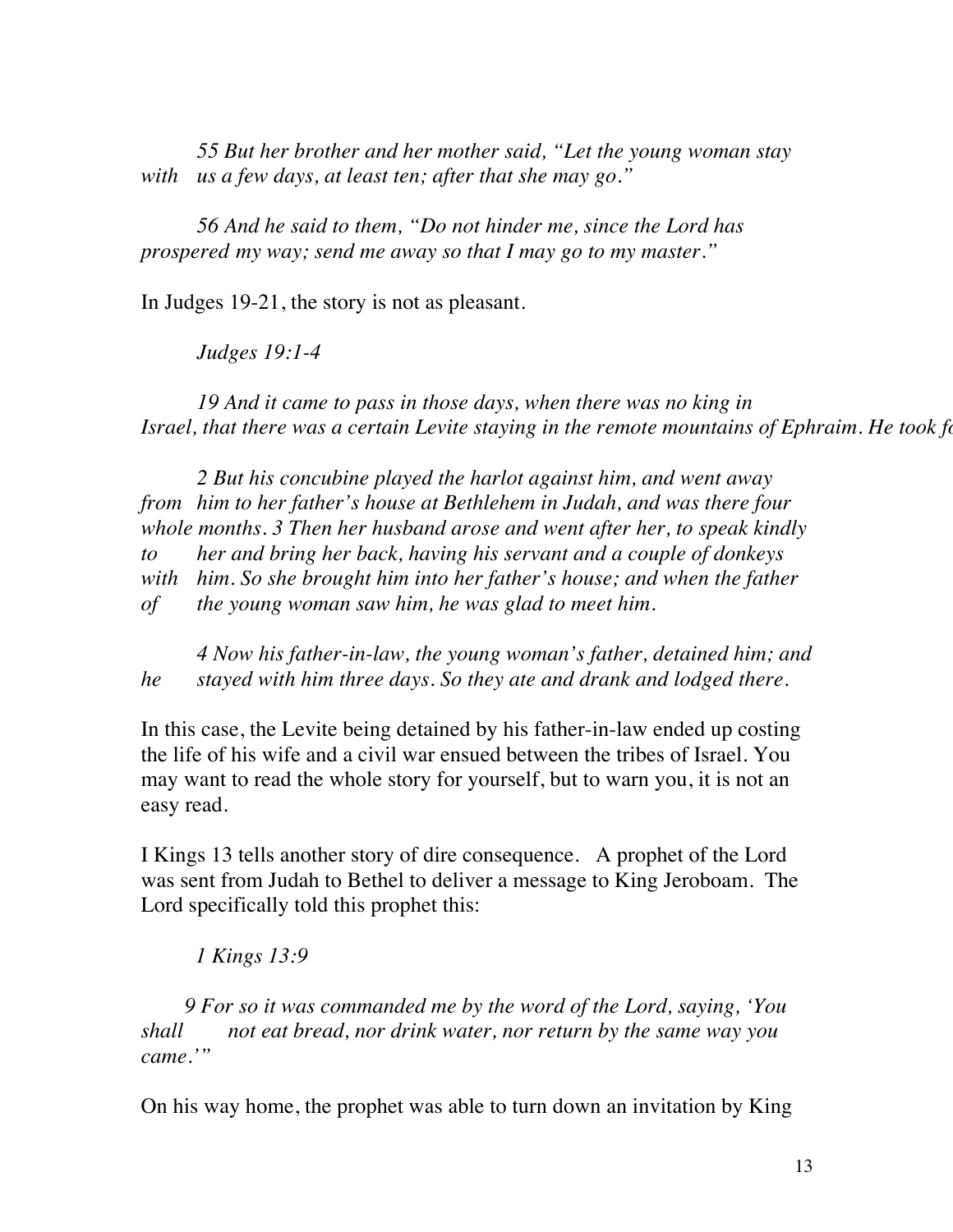*55 But her brother and her mother said, "Let the young woman stay with us a few days, at least ten; after that she may go."*

*56 And he said to them, "Do not hinder me, since the Lord has prospered my way; send me away so that I may go to my master."*

In Judges 19-21, the story is not as pleasant.

*Judges 19:1-4*

*19 And it came to pass in those days, when there was no king in Israel, that there was a certain Levite staying in the remote mountains of Ephraim. He took fo*

*2 But his concubine played the harlot against him, and went away from him to her father's house at Bethlehem in Judah, and was there four whole months. 3 Then her husband arose and went after her, to speak kindly to her and bring her back, having his servant and a couple of donkeys with him. So she brought him into her father's house; and when the father of the young woman saw him, he was glad to meet him.*

*4 Now his father-in-law, the young woman's father, detained him; and he stayed with him three days. So they ate and drank and lodged there.*

In this case, the Levite being detained by his father-in-law ended up costing the life of his wife and a civil war ensued between the tribes of Israel. You may want to read the whole story for yourself, but to warn you, it is not an easy read.

I Kings 13 tells another story of dire consequence. A prophet of the Lord was sent from Judah to Bethel to deliver a message to King Jeroboam. The Lord specifically told this prophet this:

*1 Kings 13:9*

*9 For so it was commanded me by the word of the Lord, saying, 'You shall not eat bread, nor drink water, nor return by the same way you came.'"*

On his way home, the prophet was able to turn down an invitation by King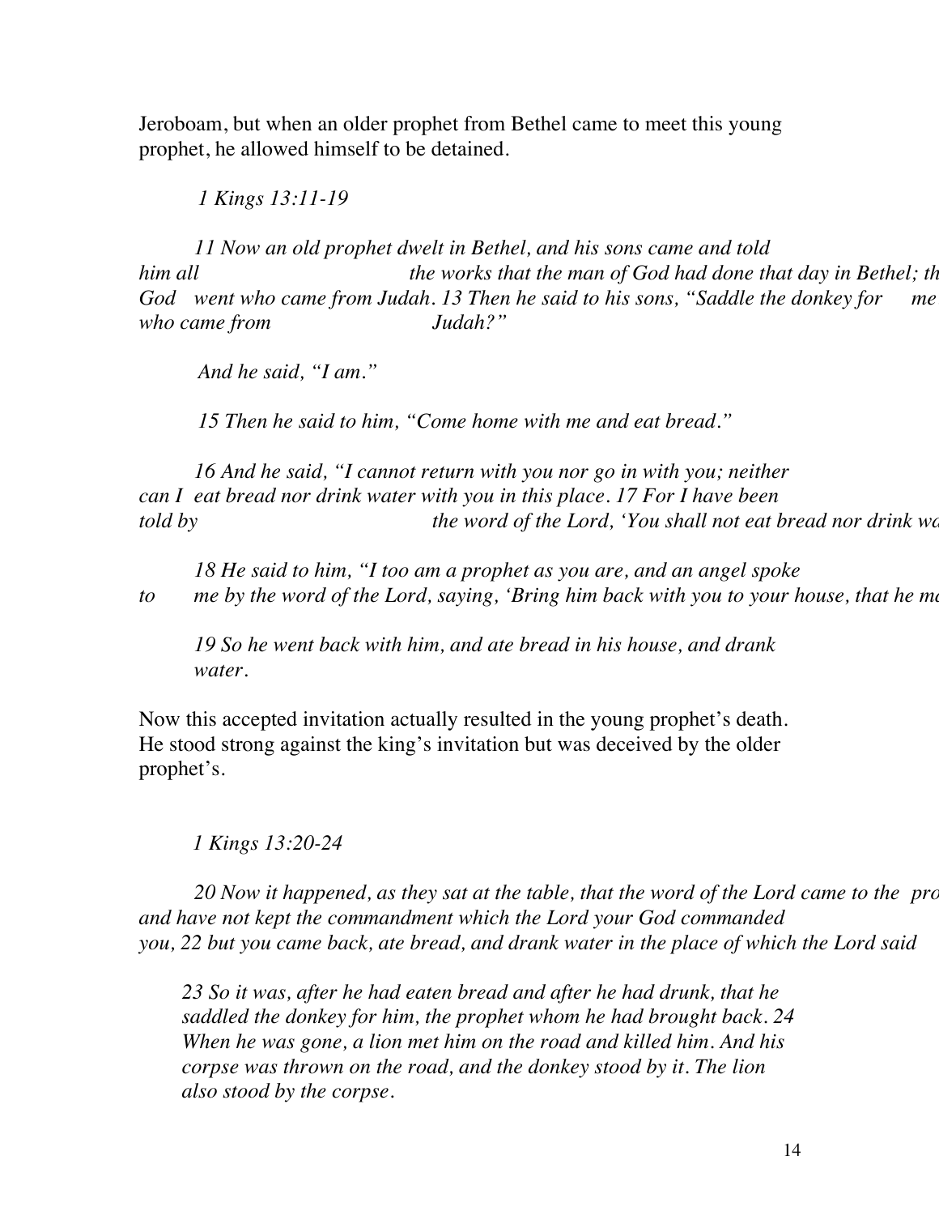Jeroboam, but when an older prophet from Bethel came to meet this young prophet, he allowed himself to be detained.

*1 Kings 13:11-19*

*11 Now an old prophet dwelt in Bethel, and his sons came and told him all the works that the man of God had done that day in Bethel; th God went who came from Judah. 13 Then he said to his sons, "Saddle the donkey for me who came from Judah?"*

*And he said, "I am."*

*15 Then he said to him, "Come home with me and eat bread."*

*16 And he said, "I cannot return with you nor go in with you; neither can I eat bread nor drink water with you in this place. 17 For I have been told by the word of the Lord, 'You shall not eat bread nor drink wa*

*18 He said to him, "I too am a prophet as you are, and an angel spoke to me by the word of the Lord, saying, 'Bring him back with you to your house, that he ma*

*19 So he went back with him, and ate bread in his house, and drank water.*

Now this accepted invitation actually resulted in the young prophet's death. He stood strong against the king's invitation but was deceived by the older prophet's.

*1 Kings 13:20-24*

*20 Now it happened, as they sat at the table, that the word of the Lord came to the pro and have not kept the commandment which the Lord your God commanded you, 22 but you came back, ate bread, and drank water in the place of which the Lord said*

*23 So it was, after he had eaten bread and after he had drunk, that he saddled the donkey for him, the prophet whom he had brought back. 24 When he was gone, a lion met him on the road and killed him. And his corpse was thrown on the road, and the donkey stood by it. The lion also stood by the corpse.*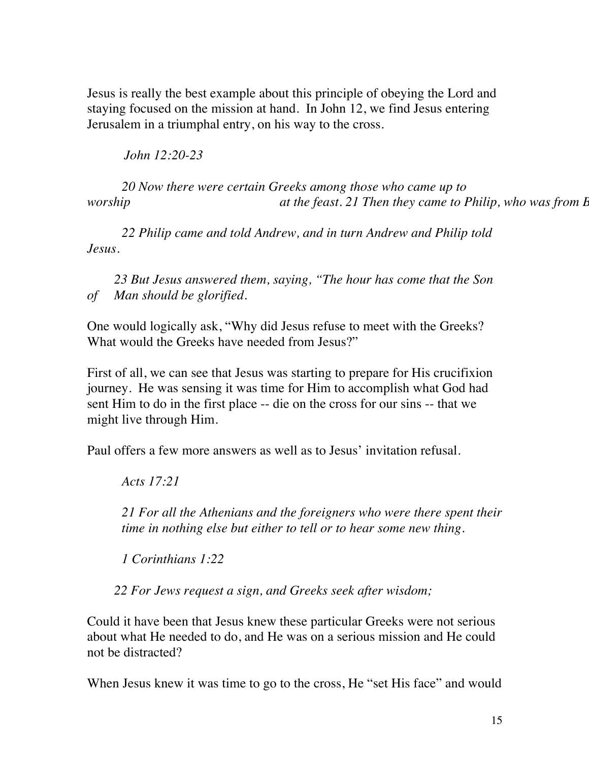Jesus is really the best example about this principle of obeying the Lord and staying focused on the mission at hand. In John 12, we find Jesus entering Jerusalem in a triumphal entry, on his way to the cross.

*John 12:20-23*

*20 Now there were certain Greeks among those who came up to worship at the feast. 21 Then they came to Philip, who was from B*

*22 Philip came and told Andrew, and in turn Andrew and Philip told Jesus.*

*23 But Jesus answered them, saying, "The hour has come that the Son of Man should be glorified.*

One would logically ask, "Why did Jesus refuse to meet with the Greeks? What would the Greeks have needed from Jesus?"

First of all, we can see that Jesus was starting to prepare for His crucifixion journey. He was sensing it was time for Him to accomplish what God had sent Him to do in the first place -- die on the cross for our sins -- that we might live through Him.

Paul offers a few more answers as well as to Jesus' invitation refusal.

*Acts 17:21*

*21 For all the Athenians and the foreigners who were there spent their time in nothing else but either to tell or to hear some new thing.*

*1 Corinthians 1:22*

*22 For Jews request a sign, and Greeks seek after wisdom;*

Could it have been that Jesus knew these particular Greeks were not serious about what He needed to do, and He was on a serious mission and He could not be distracted?

When Jesus knew it was time to go to the cross, He "set His face" and would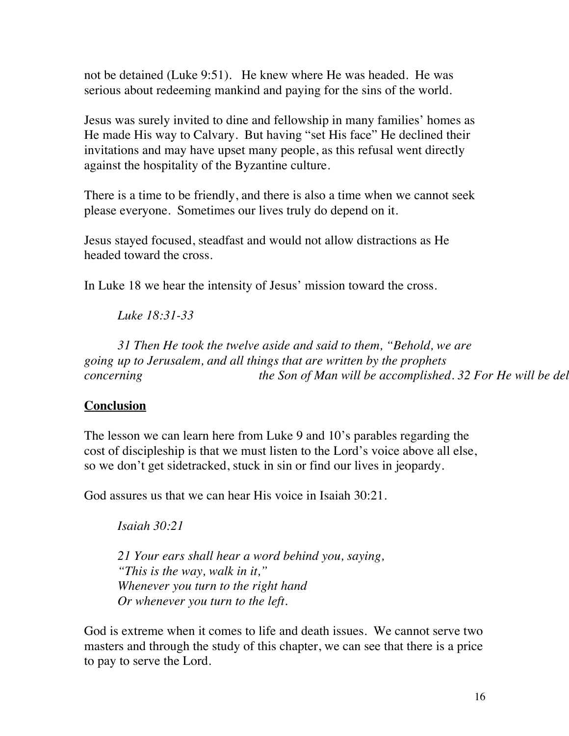not be detained (Luke 9:51). He knew where He was headed. He was serious about redeeming mankind and paying for the sins of the world.

Jesus was surely invited to dine and fellowship in many families' homes as He made His way to Calvary. But having "set His face" He declined their invitations and may have upset many people, as this refusal went directly against the hospitality of the Byzantine culture.

There is a time to be friendly, and there is also a time when we cannot seek please everyone. Sometimes our lives truly do depend on it.

Jesus stayed focused, steadfast and would not allow distractions as He headed toward the cross.

In Luke 18 we hear the intensity of Jesus' mission toward the cross.

> *Luke 18:31-33*
>
> *31 Then He took the twelve aside and said to them, "Behold, we are going up to Jerusalem, and all things that are written by the prophets concerning the Son of Man will be accomplished. 32 For He will be del*

**Conclusion**

The lesson we can learn here from Luke 9 and 10's parables regarding the cost of discipleship is that we must listen to the Lord's voice above all else, so we don't get sidetracked, stuck in sin or find our lives in jeopardy.

God assures us that we can hear His voice in Isaiah 30:21.

> *Isaiah 30:21*
>
> *21 Your ears shall hear a word behind you, saying,*
> *"This is the way, walk in it,"*
> *Whenever you turn to the right hand*
> *Or whenever you turn to the left.*

God is extreme when it comes to life and death issues. We cannot serve two masters and through the study of this chapter, we can see that there is a price to pay to serve the Lord.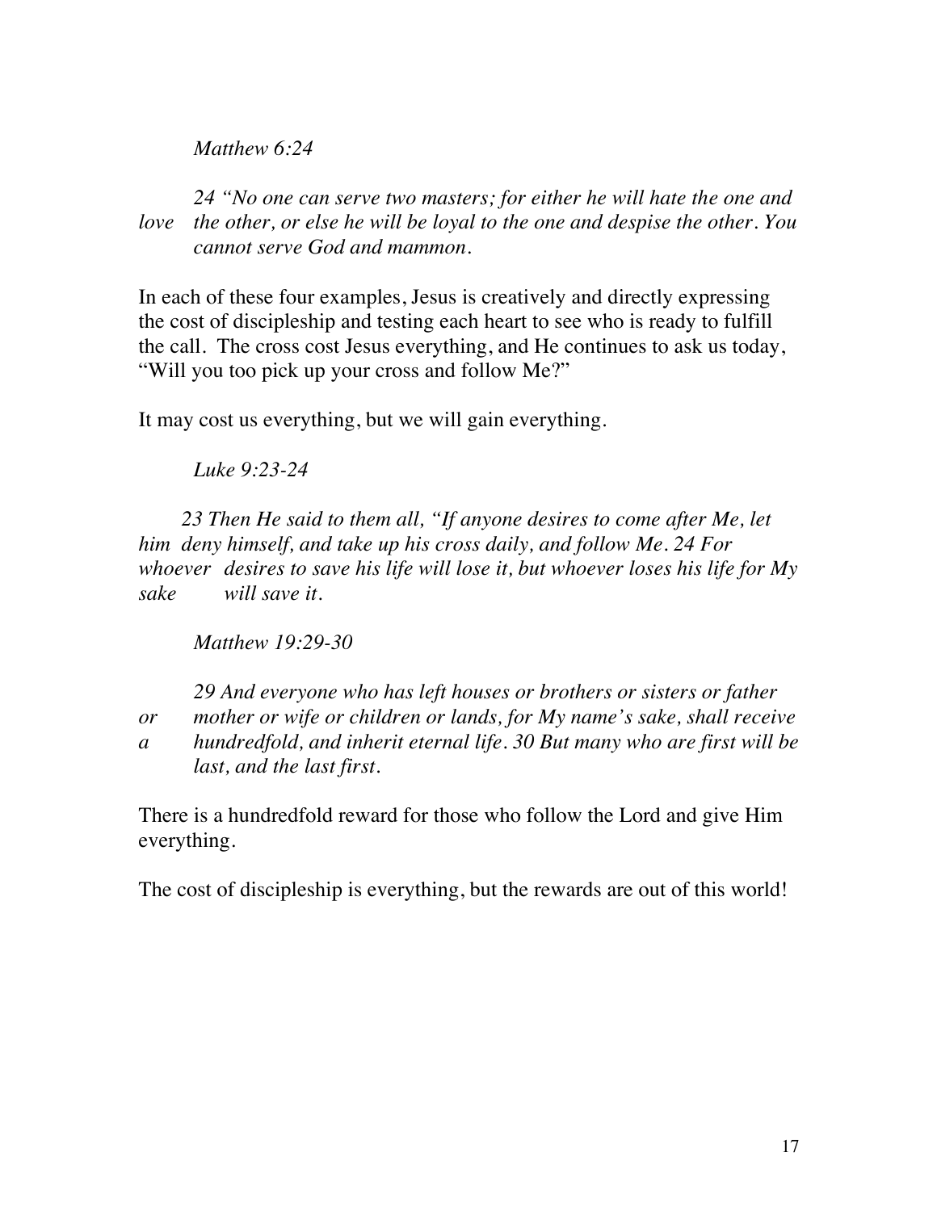*Matthew 6:24*

*24 "No one can serve two masters; for either he will hate the one and love the other, or else he will be loyal to the one and despise the other. You cannot serve God and mammon.*

In each of these four examples, Jesus is creatively and directly expressing the cost of discipleship and testing each heart to see who is ready to fulfill the call. The cross cost Jesus everything, and He continues to ask us today, "Will you too pick up your cross and follow Me?"

It may cost us everything, but we will gain everything.

*Luke 9:23-24*

*23 Then He said to them all, "If anyone desires to come after Me, let him deny himself, and take up his cross daily, and follow Me. 24 For whoever desires to save his life will lose it, but whoever loses his life for My sake will save it.*

*Matthew 19:29-30*

*29 And everyone who has left houses or brothers or sisters or father or mother or wife or children or lands, for My name's sake, shall receive a hundredfold, and inherit eternal life. 30 But many who are first will be last, and the last first.*

There is a hundredfold reward for those who follow the Lord and give Him everything.

The cost of discipleship is everything, but the rewards are out of this world!